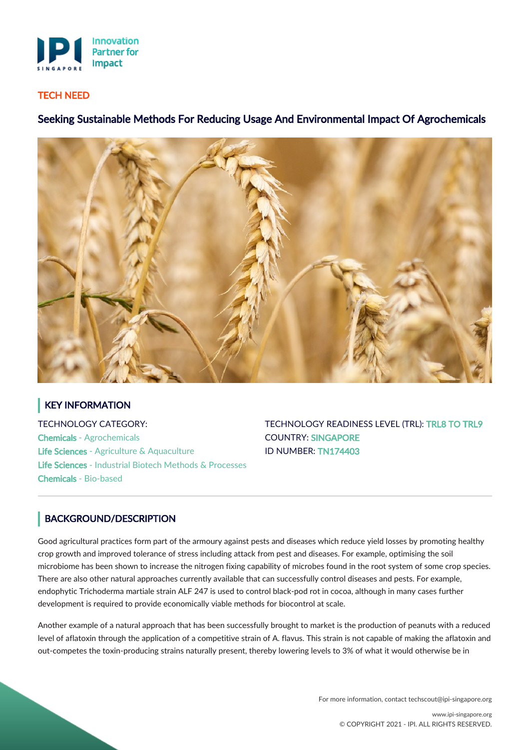TECH NEED

# Seeking Sustainable Methods For Reducing Usage And Environmental Impact Of Agrochemicals

## KEY INFORMATION

TECHNOLOGY CATEGORY:
Chemicals - Agrochemicals
Life Sciences - Agriculture & Aquaculture
Life Sciences - Industrial Biotech Methods & Processes
Chemicals - Bio-based

TECHNOLOGY READINESS LEVEL (TRL): TRL8 TO TRL9
COUNTRY: SINGAPORE
ID NUMBER: TN174403

## BACKGROUND/DESCRIPTION

Good agricultural practices form part of the armoury against pests and diseases which reduce yield losses by promoting healthy crop growth and improved tolerance of stress including attack from pest and diseases. For example, optimising the soil microbiome has been shown to increase the nitrogen fixing capability of microbes found in the root system of some crop species. There are also other natural approaches currently available that can successfully control diseases and pests. For example, endophytic Trichoderma martiale strain ALF 247 is used to control black-pod rot in cocoa, although in many cases further development is required to provide economically viable methods for biocontrol at scale.

Another example of a natural approach that has been successfully brought to market is the production of peanuts with a reduced level of aflatoxin through the application of a competitive strain of A. flavus. This strain is not capable of making the aflatoxin and out-competes the toxin-producing strains naturally present, thereby lowering levels to 3% of what it would otherwise be in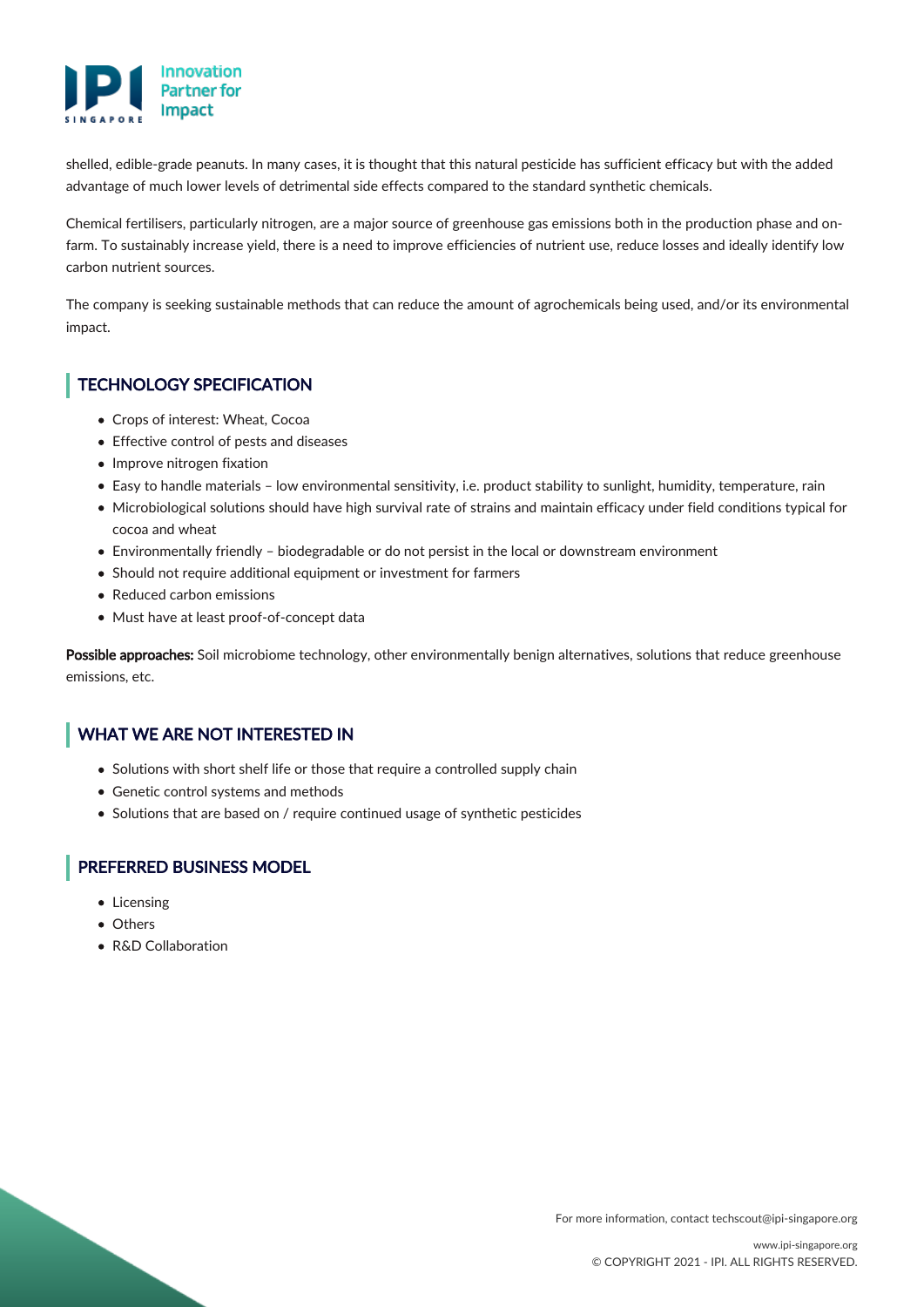shelled, edible-grade peanuts. In many cases, it is thought that this natural pesticide has sufficient efficacy but with the added advantage of much lower levels of detrimental side effects compared to the standard synthetic chemicals.

Chemical fertilisers, particularly nitrogen, are a major source of greenhouse gas emissions both in the production phase and on-farm. To sustainably increase yield, there is a need to improve efficiencies of nutrient use, reduce losses and ideally identify low carbon nutrient sources.

The company is seeking sustainable methods that can reduce the amount of agrochemicals being used, and/or its environmental impact.

## TECHNOLOGY SPECIFICATION

- Crops of interest: Wheat, Cocoa
- Effective control of pests and diseases
- Improve nitrogen fixation
- Easy to handle materials – low environmental sensitivity, i.e. product stability to sunlight, humidity, temperature, rain
- Microbiological solutions should have high survival rate of strains and maintain efficacy under field conditions typical for cocoa and wheat
- Environmentally friendly – biodegradable or do not persist in the local or downstream environment
- Should not require additional equipment or investment for farmers
- Reduced carbon emissions
- Must have at least proof-of-concept data

**Possible approaches:** Soil microbiome technology, other environmentally benign alternatives, solutions that reduce greenhouse emissions, etc.

## WHAT WE ARE NOT INTERESTED IN

- Solutions with short shelf life or those that require a controlled supply chain
- Genetic control systems and methods
- Solutions that are based on / require continued usage of synthetic pesticides

## PREFERRED BUSINESS MODEL

- Licensing
- Others
- R&D Collaboration

For more information, contact techscout@ipi-singapore.org